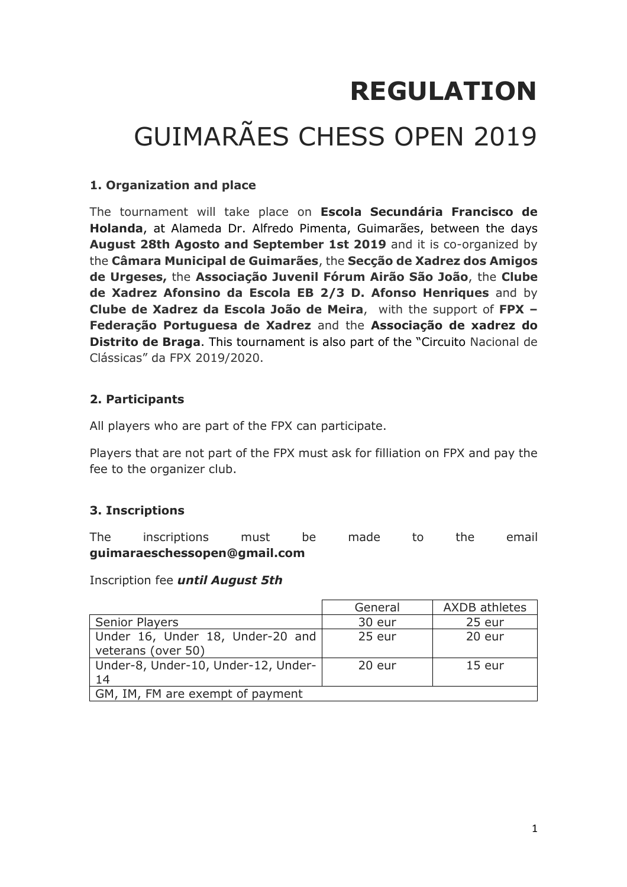# **REGULATION**

# GUIMARÃES CHESS OPEN 2019

### **1. Organization and place**

The tournament will take place on **Escola Secundária Francisco de Holanda**, at Alameda Dr. Alfredo Pimenta, Guimarães, between the days **August 28th Agosto and September 1st 2019** and it is co-organized by the **Câmara Municipal de Guimarães**, the **Secção de Xadrez dos Amigos de Urgeses,** the **Associação Juvenil Fórum Airão São João**, the **Clube de Xadrez Afonsino da Escola EB 2/3 D. Afonso Henriques** and by **Clube de Xadrez da Escola João de Meira**, with the support of **FPX – Federação Portuguesa de Xadrez** and the **Associação de xadrez do Distrito de Braga**. This tournament is also part of the "Circuito Nacional de Clássicas" da FPX 2019/2020.

### **2. Participants**

All players who are part of the FPX can participate.

Players that are not part of the FPX must ask for filliation on FPX and pay the fee to the organizer club.

### **3. Inscriptions**

The inscriptions must be made to the email **guimaraeschessopen@gmail.com**

Inscription fee ***until August 5th***

| | General | AXDB athletes |
|---|---|---|
| Senior Players | 30 eur | 25 eur |
| Under 16, Under 18, Under-20 and veterans (over 50) | 25 eur | 20 eur |
| Under-8, Under-10, Under-12, Under-14 | 20 eur | 15 eur |
| GM, IM, FM are exempt of payment | | |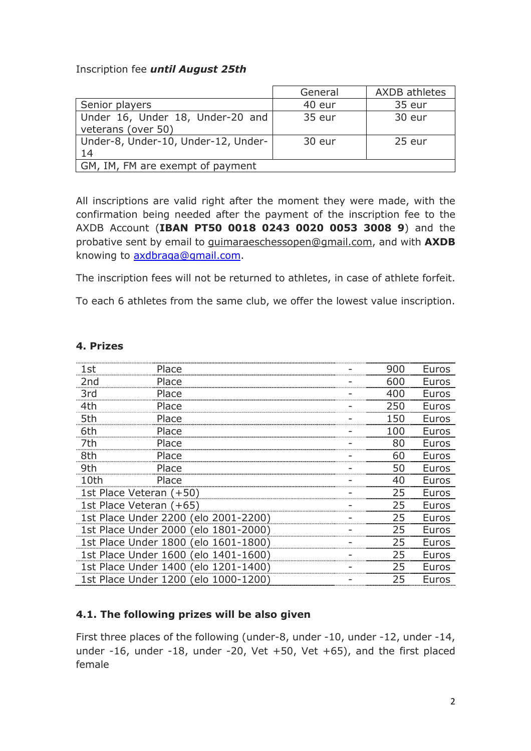Inscription fee ***until August 25th***

| | General | AXDB athletes |
|---|---|---|
| Senior players | 40 eur | 35 eur |
| Under 16, Under 18, Under-20 and veterans (over 50) | 35 eur | 30 eur |
| Under-8, Under-10, Under-12, Under-14 | 30 eur | 25 eur |
| GM, IM, FM are exempt of payment | | |

All inscriptions are valid right after the moment they were made, with the confirmation being needed after the payment of the inscription fee to the AXDB Account (**IBAN PT50 0018 0243 0020 0053 3008 9**) and the probative sent by email to guimaraeschessopen@gmail.com, and with **AXDB** knowing to axdbraga@gmail.com.

The inscription fees will not be returned to athletes, in case of athlete forfeit.

To each 6 athletes from the same club, we offer the lowest value inscription.

### 4. Prizes

| | | | | |
|---|---|---|---|---|
| 1st | Place | - | 900 | Euros |
| 2nd | Place | - | 600 | Euros |
| 3rd | Place | - | 400 | Euros |
| 4th | Place | - | 250 | Euros |
| 5th | Place | - | 150 | Euros |
| 6th | Place | - | 100 | Euros |
| 7th | Place | - | 80 | Euros |
| 8th | Place | - | 60 | Euros |
| 9th | Place | - | 50 | Euros |
| 10th | Place | - | 40 | Euros |
| 1st Place Veteran (+50) | | - | 25 | Euros |
| 1st Place Veteran (+65) | | - | 25 | Euros |
| 1st Place Under 2200 (elo 2001-2200) | | - | 25 | Euros |
| 1st Place Under 2000 (elo 1801-2000) | | - | 25 | Euros |
| 1st Place Under 1800 (elo 1601-1800) | | - | 25 | Euros |
| 1st Place Under 1600 (elo 1401-1600) | | - | 25 | Euros |
| 1st Place Under 1400 (elo 1201-1400) | | - | 25 | Euros |
| 1st Place Under 1200 (elo 1000-1200) | | - | 25 | Euros |

#### 4.1. The following prizes will be also given

First three places of the following (under-8, under -10, under -12, under -14, under -16, under -18, under -20, Vet +50, Vet +65), and the first placed female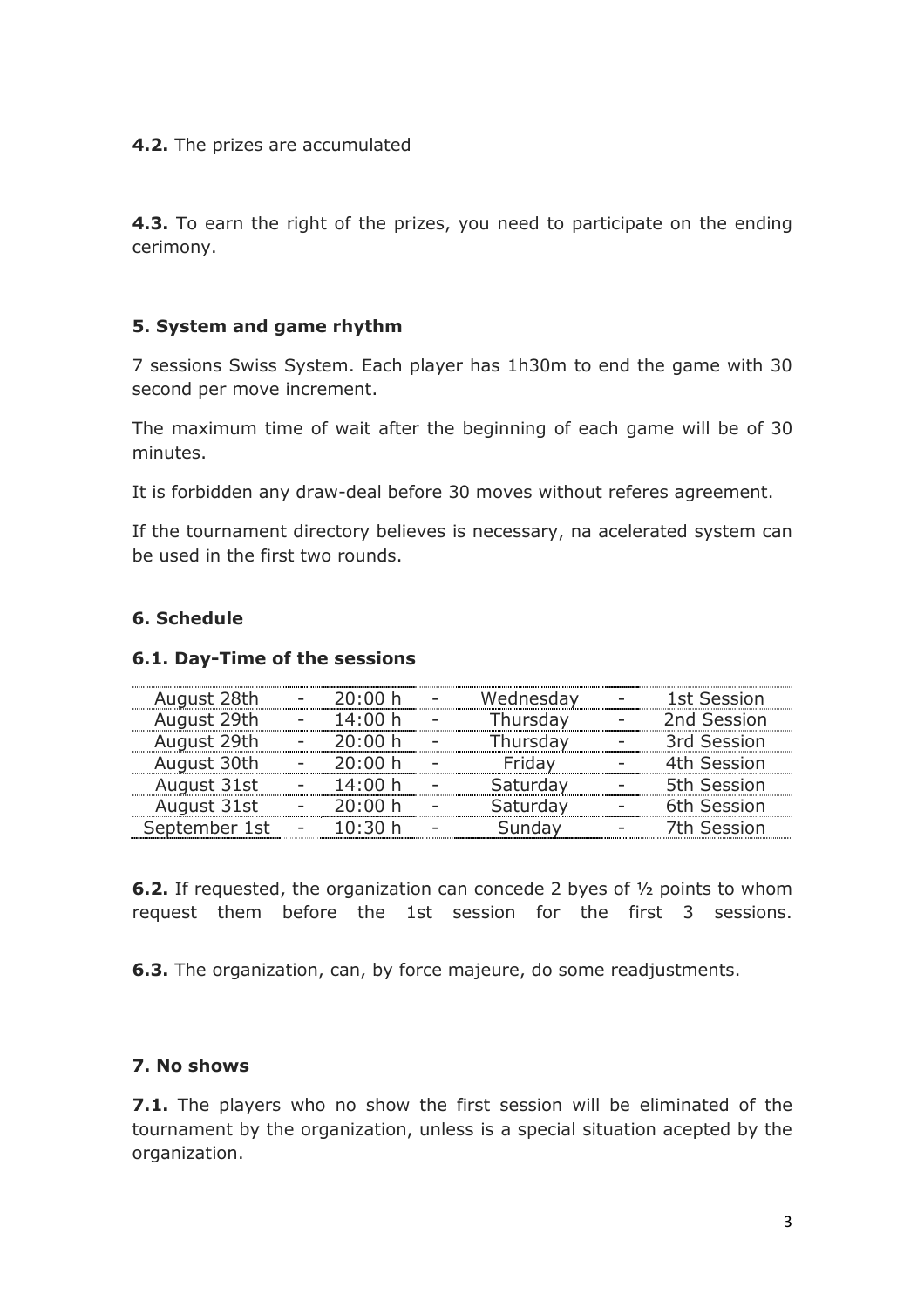**4.2.** The prizes are accumulated

**4.3.** To earn the right of the prizes, you need to participate on the ending cerimony.

### 5. System and game rhythm

7 sessions Swiss System. Each player has 1h30m to end the game with 30 second per move increment.

The maximum time of wait after the beginning of each game will be of 30 minutes.

It is forbidden any draw-deal before 30 moves without referes agreement.

If the tournament directory believes is necessary, na acelerated system can be used in the first two rounds.

### 6. Schedule

#### 6.1. Day-Time of the sessions

| August 28th | - | 20:00 h | - | Wednesday | - | 1st Session |
|---|---|---|---|---|---|---|
| August 29th | - | 14:00 h | - | Thursday | - | 2nd Session |
| August 29th | - | 20:00 h | - | Thursday | - | 3rd Session |
| August 30th | - | 20:00 h | - | Friday | - | 4th Session |
| August 31st | - | 14:00 h | - | Saturday | - | 5th Session |
| August 31st | - | 20:00 h | - | Saturday | - | 6th Session |
| September 1st | - | 10:30 h | - | Sunday | - | 7th Session |

**6.2.** If requested, the organization can concede 2 byes of ½ points to whom request them before the 1st session for the first 3 sessions.

**6.3.** The organization, can, by force majeure, do some readjustments.

### 7. No shows

**7.1.** The players who no show the first session will be eliminated of the tournament by the organization, unless is a special situation acepted by the organization.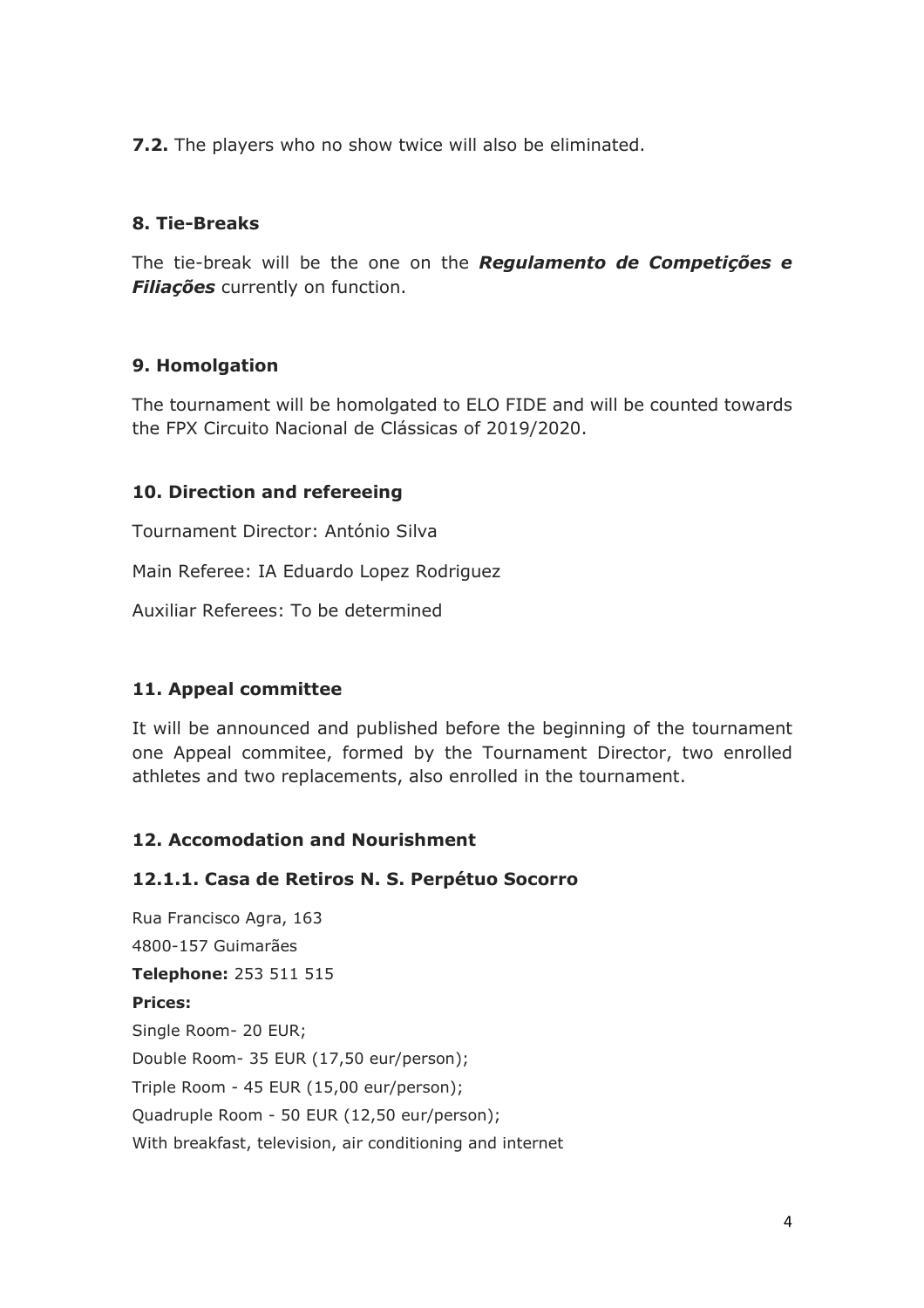**7.2.** The players who no show twice will also be eliminated.

## 8. Tie-Breaks

The tie-break will be the one on the ***Regulamento de Competições e Filiações*** currently on function.

## 9. Homolgation

The tournament will be homolgated to ELO FIDE and will be counted towards the FPX Circuito Nacional de Clássicas of 2019/2020.

## 10. Direction and refereeing

Tournament Director: António Silva

Main Referee: IA Eduardo Lopez Rodriguez

Auxiliar Referees: To be determined

## 11. Appeal committee

It will be announced and published before the beginning of the tournament one Appeal commitee, formed by the Tournament Director, two enrolled athletes and two replacements, also enrolled in the tournament.

## 12. Accomodation and Nourishment

### 12.1.1. Casa de Retiros N. S. Perpétuo Socorro

Rua Francisco Agra, 163

4800-157 Guimarães

**Telephone:** 253 511 515

**Prices:**

Single Room- 20 EUR;

Double Room- 35 EUR (17,50 eur/person);

Triple Room - 45 EUR (15,00 eur/person);

Quadruple Room - 50 EUR (12,50 eur/person);

With breakfast, television, air conditioning and internet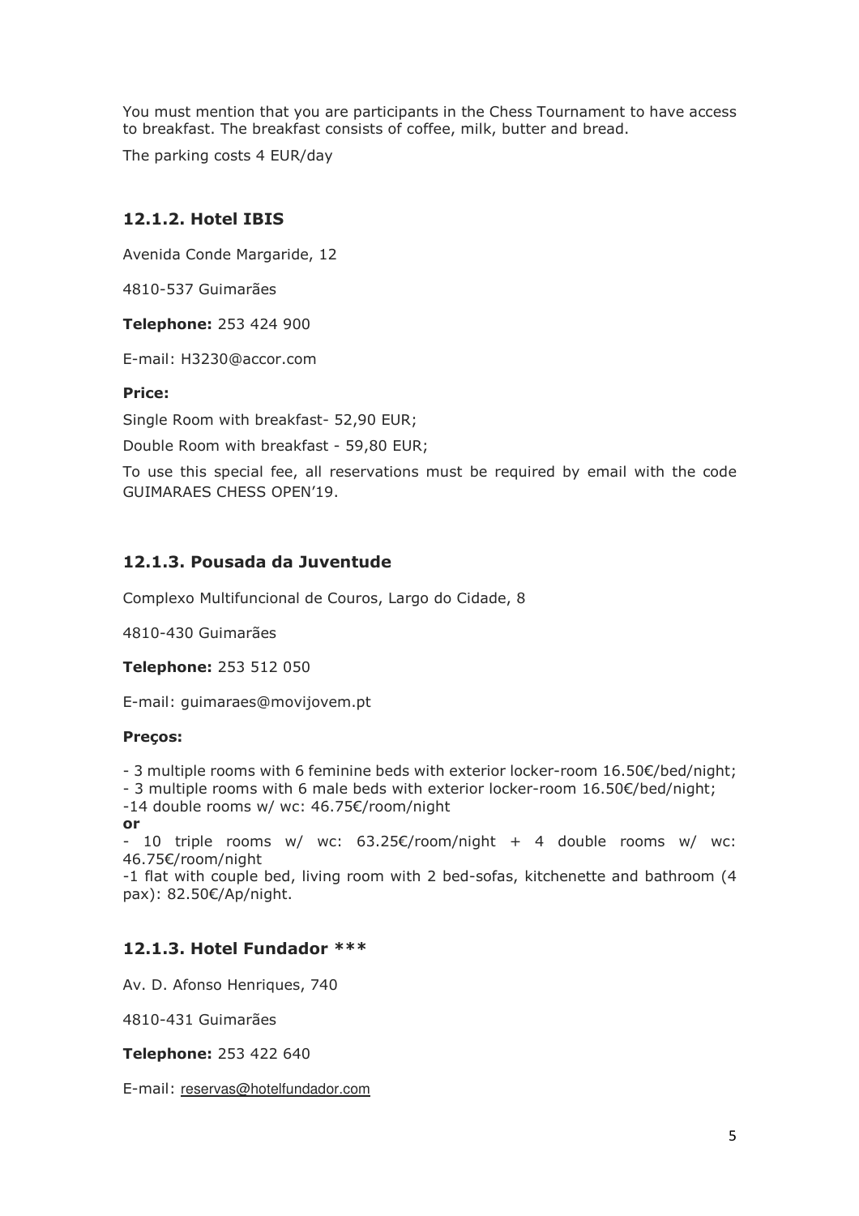You must mention that you are participants in the Chess Tournament to have access to breakfast. The breakfast consists of coffee, milk, butter and bread.

The parking costs 4 EUR/day

### 12.1.2. Hotel IBIS

Avenida Conde Margaride, 12

4810-537 Guimarães

**Telephone:** 253 424 900

E-mail: H3230@accor.com

**Price:**

Single Room with breakfast- 52,90 EUR;

Double Room with breakfast - 59,80 EUR;

To use this special fee, all reservations must be required by email with the code GUIMARAES CHESS OPEN'19.

### 12.1.3. Pousada da Juventude

Complexo Multifuncional de Couros, Largo do Cidade, 8

4810-430 Guimarães

**Telephone:** 253 512 050

E-mail: guimaraes@movijovem.pt

**Preços:**

- 3 multiple rooms with 6 feminine beds with exterior locker-room 16.50€/bed/night;
- 3 multiple rooms with 6 male beds with exterior locker-room 16.50€/bed/night;
- 14 double rooms w/ wc: 46.75€/room/night

**or**

- 10 triple rooms w/ wc: 63.25€/room/night + 4 double rooms w/ wc: 46.75€/room/night
- 1 flat with couple bed, living room with 2 bed-sofas, kitchenette and bathroom (4 pax): 82.50€/Ap/night.

### 12.1.3. Hotel Fundador ***

Av. D. Afonso Henriques, 740

4810-431 Guimarães

**Telephone:** 253 422 640

E-mail: reservas@hotelfundador.com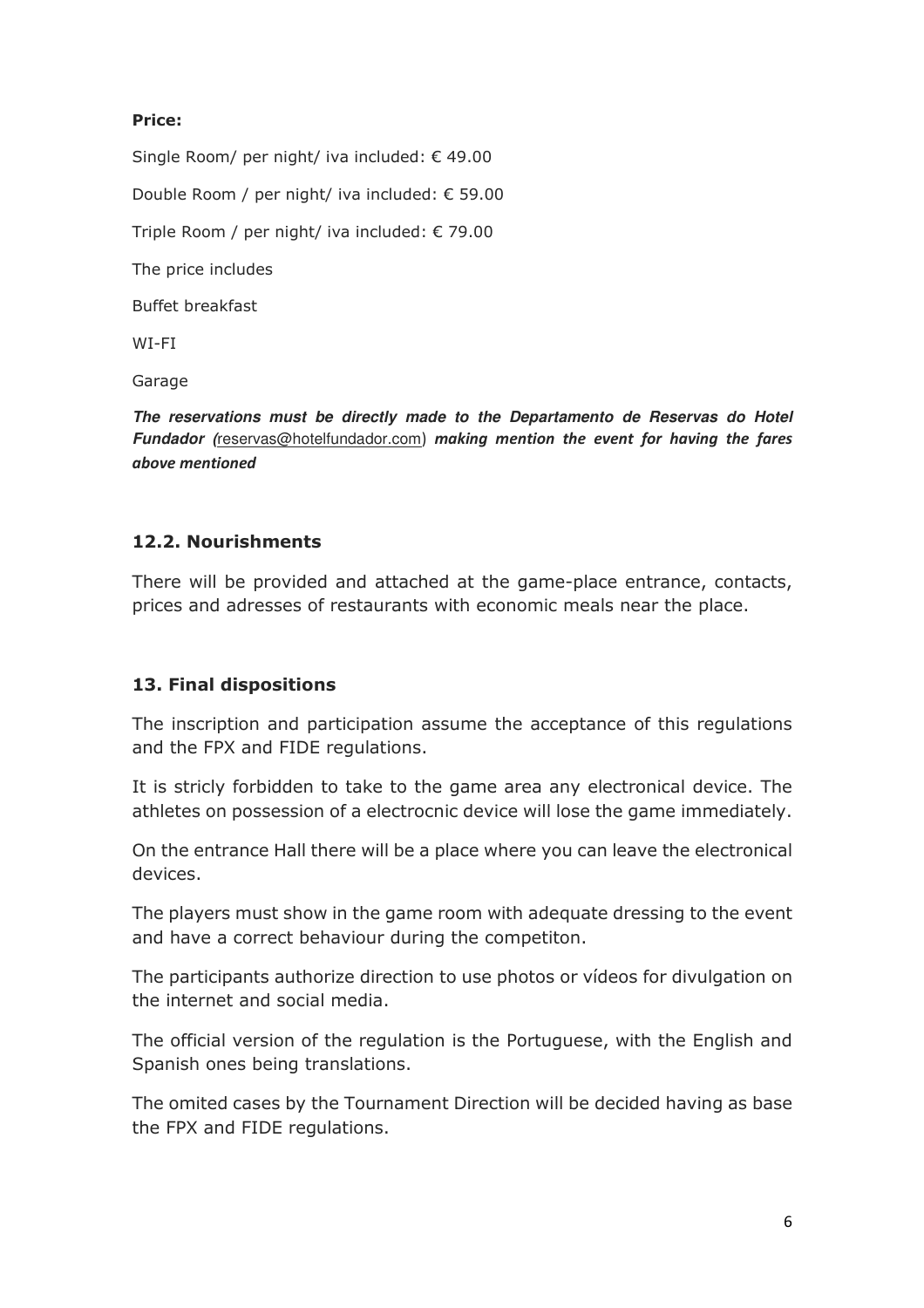**Price:**

Single Room/ per night/ iva included: € 49.00

Double Room / per night/ iva included: € 59.00

Triple Room / per night/ iva included: € 79.00

The price includes

Buffet breakfast

WI-FI

Garage

***The reservations must be directly made to the Departamento de Reservas do Hotel Fundador (**reservas@hotelfundador.com) **making mention the event for having the fares above mentioned***

### 12.2. Nourishments

There will be provided and attached at the game-place entrance, contacts, prices and adresses of restaurants with economic meals near the place.

## 13. Final dispositions

The inscription and participation assume the acceptance of this regulations and the FPX and FIDE regulations.

It is stricly forbidden to take to the game area any electronical device. The athletes on possession of a electrocnic device will lose the game immediately.

On the entrance Hall there will be a place where you can leave the electronical devices.

The players must show in the game room with adequate dressing to the event and have a correct behaviour during the competiton.

The participants authorize direction to use photos or vídeos for divulgation on the internet and social media.

The official version of the regulation is the Portuguese, with the English and Spanish ones being translations.

The omited cases by the Tournament Direction will be decided having as base the FPX and FIDE regulations.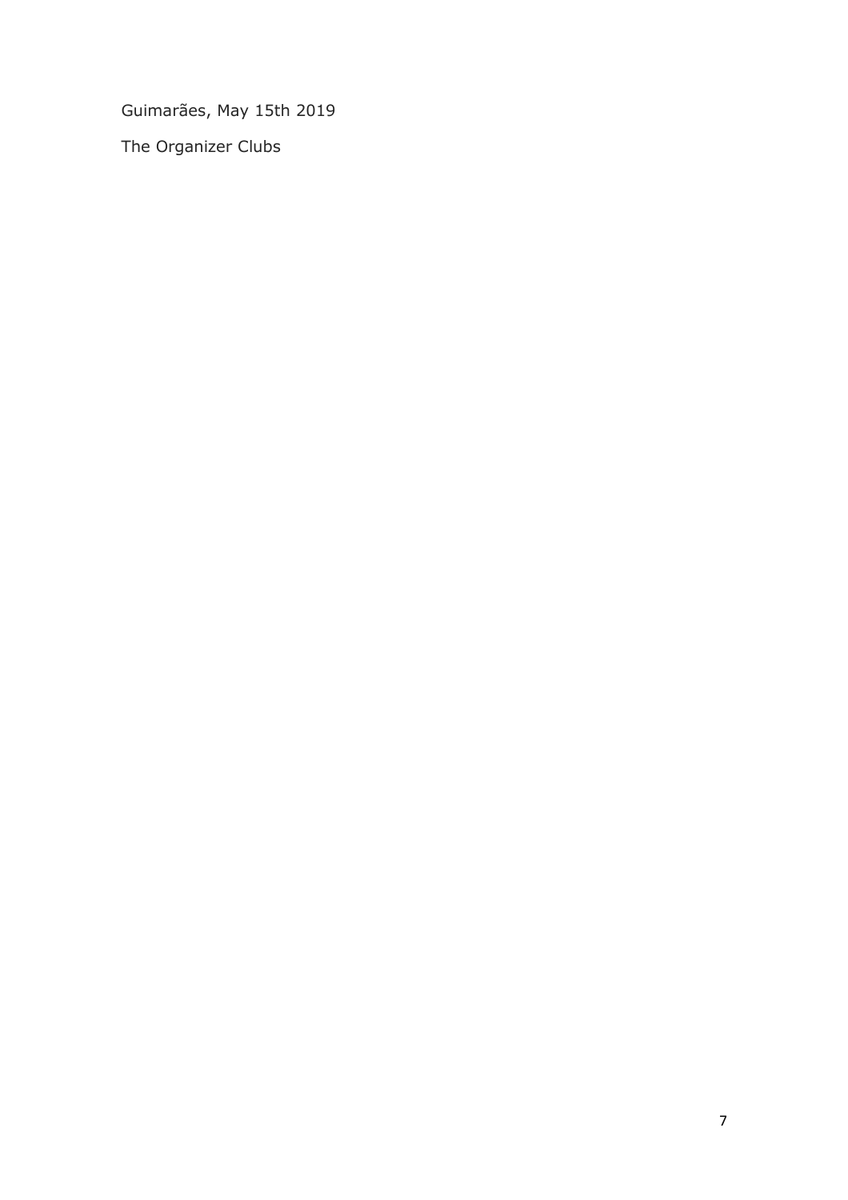Guimarães, May 15th 2019

The Organizer Clubs